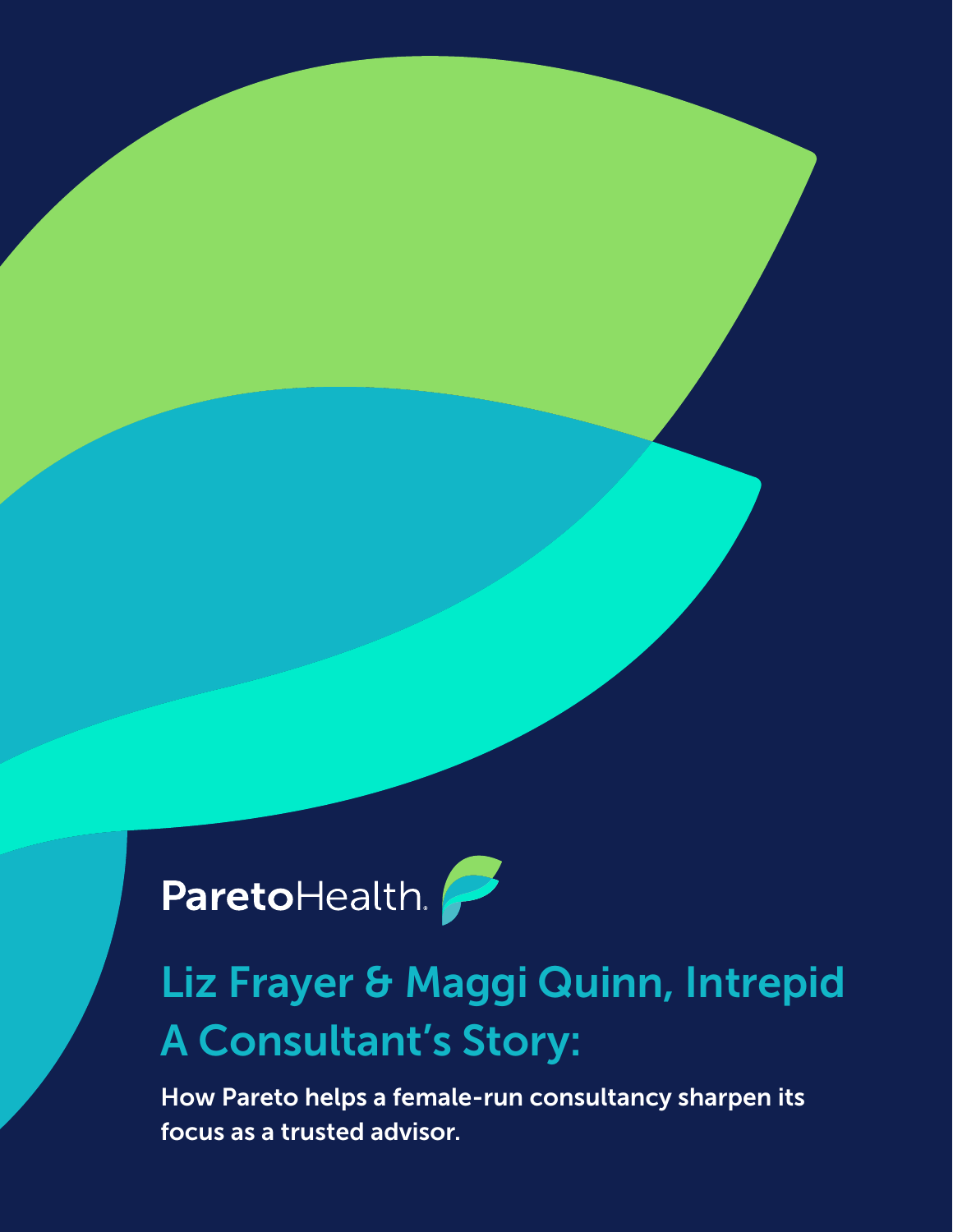ParetoHealth

# Liz Frayer & Maggi Quinn, Intrepid A Consultant's Story:

**How Pareto helps a female-run consultancy sharpen its focus as a trusted advisor.**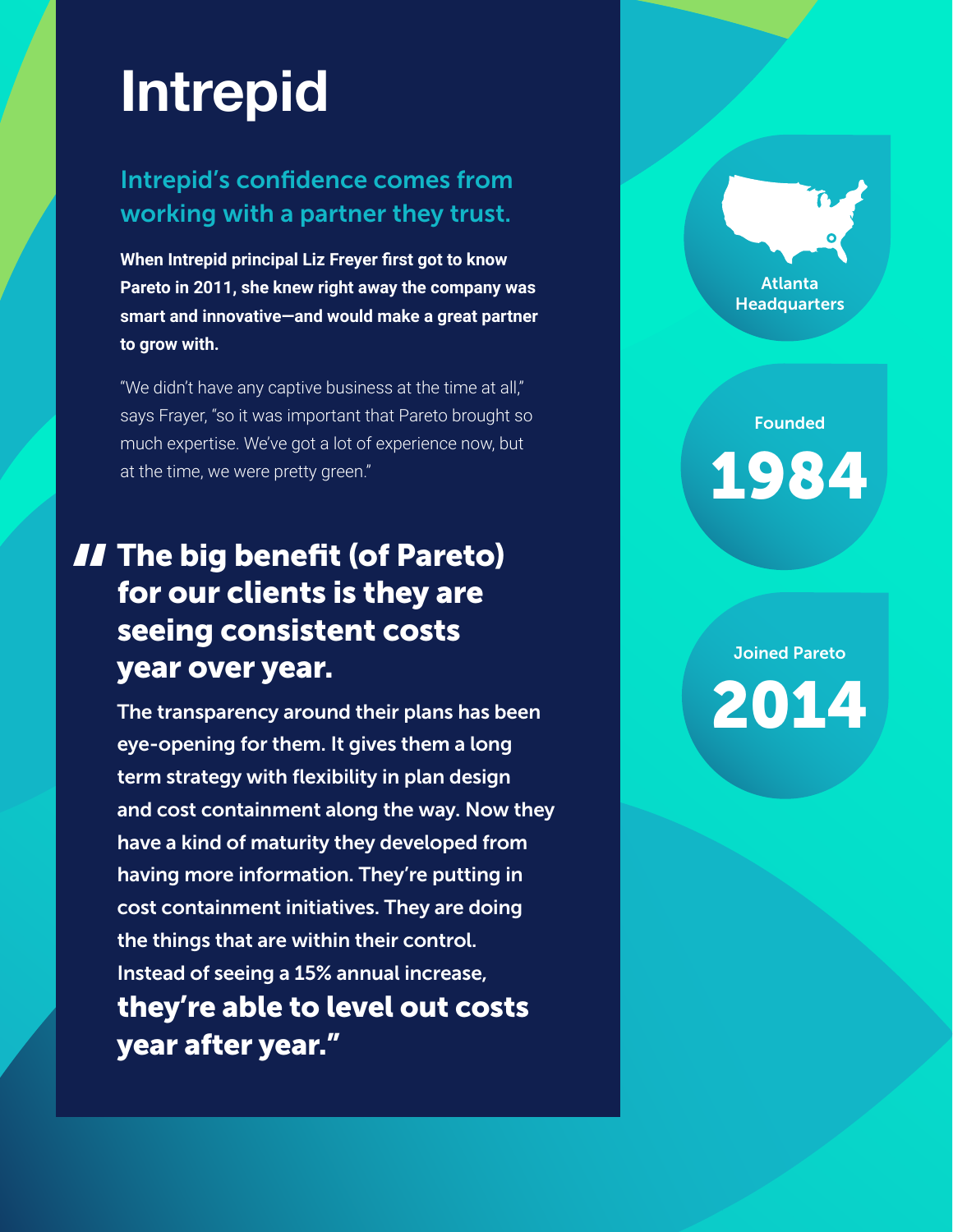# Intrepid

## Intrepid's confidence comes from working with a partner they trust.

**When Intrepid principal Liz Freyer first got to know Pareto in 2011, she knew right away the company was smart and innovative—and would make a great partner to grow with.**

"We didn't have any captive business at the time at all," says Frayer, "so it was important that Pareto brought so much expertise. We've got a lot of experience now, but at the time, we were pretty green."

> **The big benefit (of Pareto) for our clients is they are seeing consistent costs year over year.**
>
> The transparency around their plans has been eye-opening for them. It gives them a long term strategy with flexibility in plan design and cost containment along the way. Now they have a kind of maturity they developed from having more information. They're putting in cost containment initiatives. They are doing the things that are within their control. Instead of seeing a 15% annual increase, **they're able to level out costs year after year."**

Atlanta Headquarters

Founded **1984**

Joined Pareto **2014**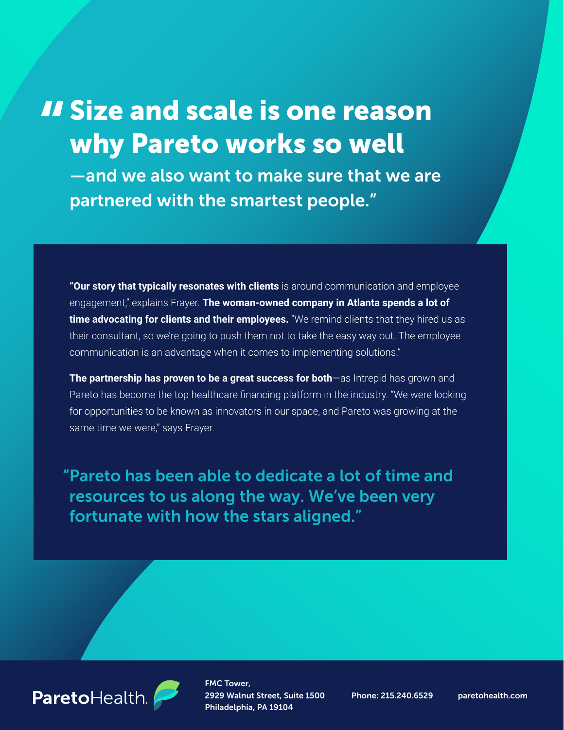> **"Size and scale is one reason why Pareto works so well**
> —and we also want to make sure that we are partnered with the smartest people."

**"Our story that typically resonates with clients** is around communication and employee engagement," explains Frayer. **The woman-owned company in Atlanta spends a lot of time advocating for clients and their employees.** "We remind clients that they hired us as their consultant, so we're going to push them not to take the easy way out. The employee communication is an advantage when it comes to implementing solutions."

**The partnership has proven to be a great success for both**—as Intrepid has grown and Pareto has become the top healthcare financing platform in the industry. "We were looking for opportunities to be known as innovators in our space, and Pareto was growing at the same time we were," says Frayer.

> "Pareto has been able to dedicate a lot of time and resources to us along the way. We've been very fortunate with how the stars aligned."

ParetoHealth.

FMC Tower,
2929 Walnut Street, Suite 1500
Philadelphia, PA 19104

Phone: 215.240.6529

paretohealth.com